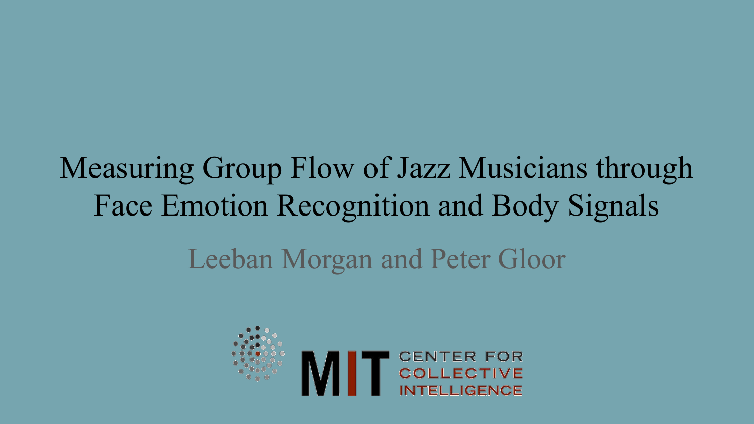# Measuring Group Flow of Jazz Musicians through Face Emotion Recognition and Body Signals

Leeban Morgan and Peter Gloor

MIT CENTER FOR COLLECTIVE INTELLIGENCE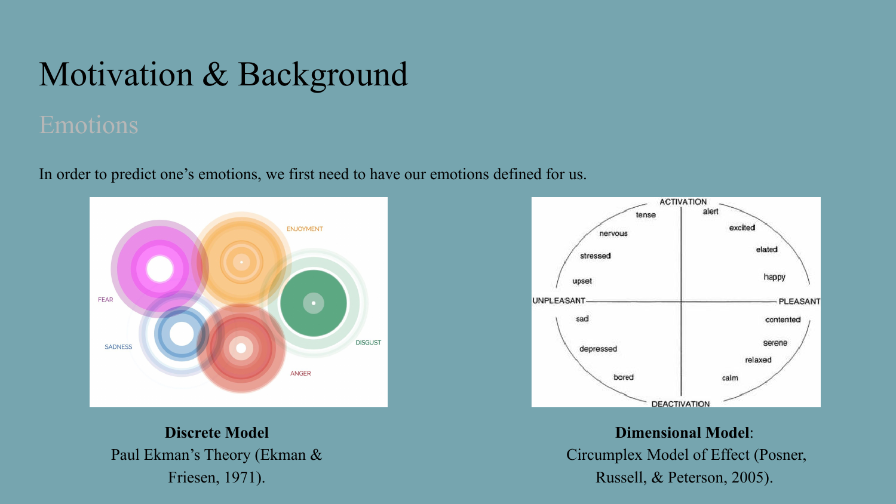# Motivation & Background

## Emotions

In order to predict one's emotions, we first need to have our emotions defined for us.

**Discrete Model**
Paul Ekman's Theory (Ekman & Friesen, 1971).

**Dimensional Model**:
Circumplex Model of Effect (Posner, Russell, & Peterson, 2005).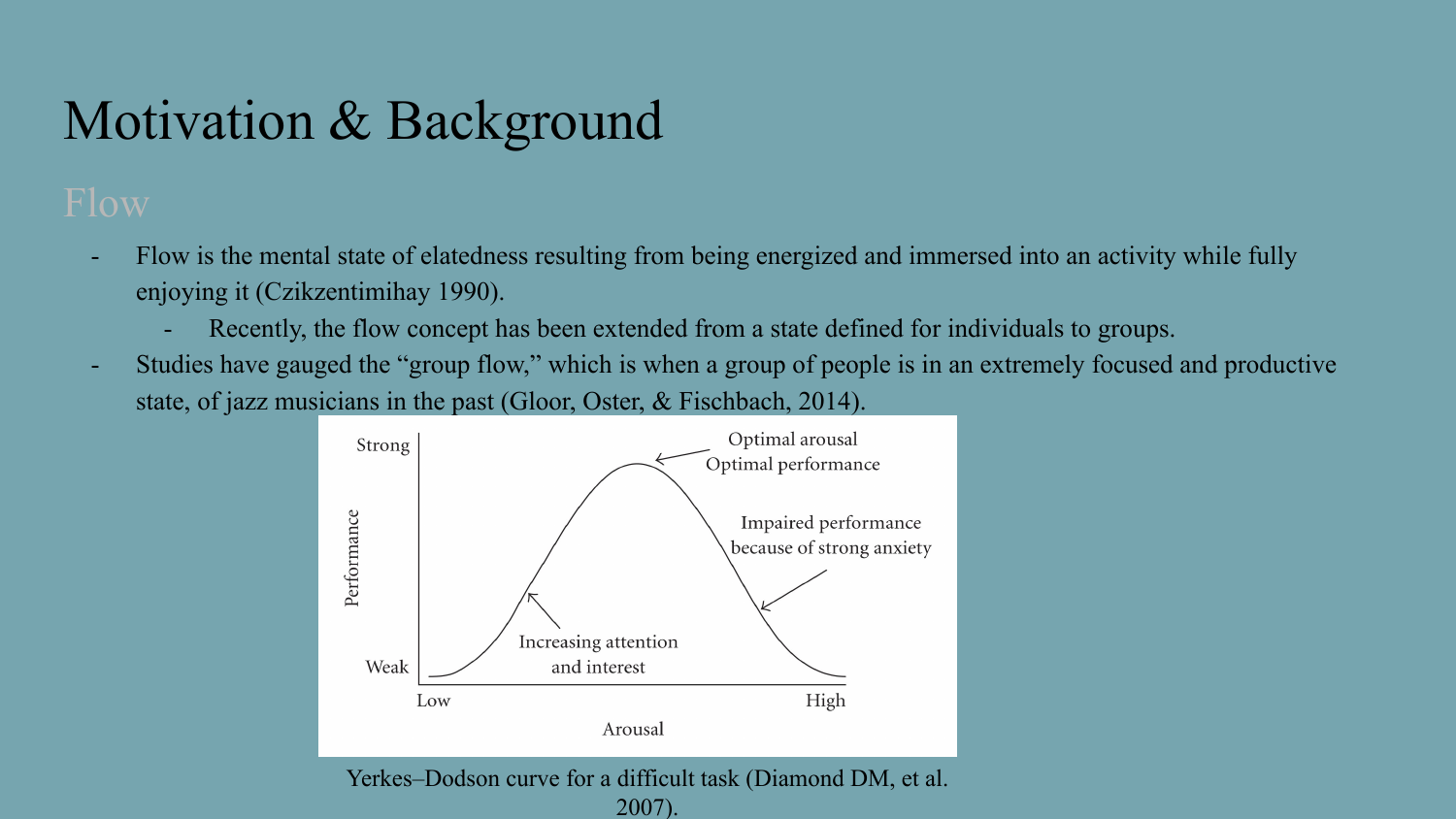# Motivation & Background

## Flow

- Flow is the mental state of elatedness resulting from being energized and immersed into an activity while fully enjoying it (Czikzentimihay 1990).
    - Recently, the flow concept has been extended from a state defined for individuals to groups.
- Studies have gauged the "group flow," which is when a group of people is in an extremely focused and productive state, of jazz musicians in the past (Gloor, Oster, & Fischbach, 2014).

Yerkes–Dodson curve for a difficult task (Diamond DM, et al. 2007).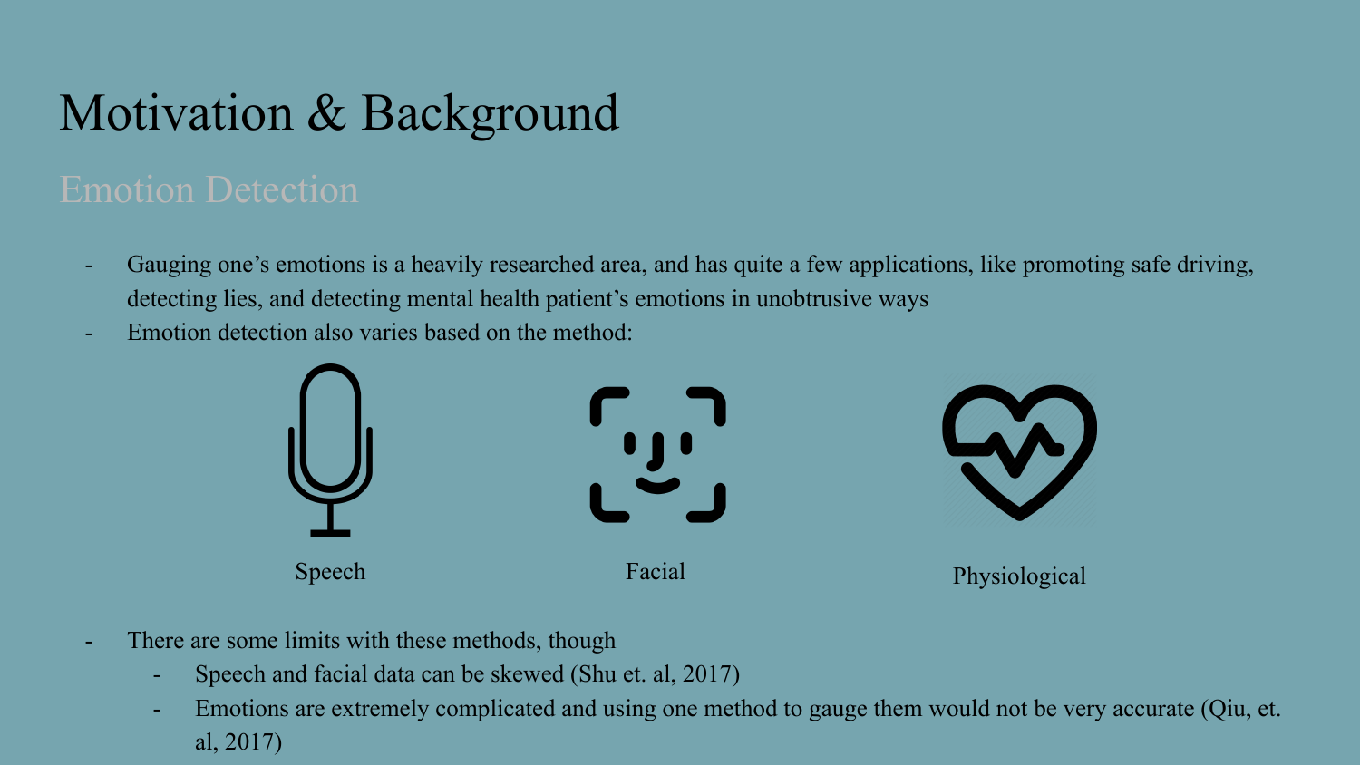# Motivation & Background

## Emotion Detection

- Gauging one's emotions is a heavily researched area, and has quite a few applications, like promoting safe driving, detecting lies, and detecting mental health patient's emotions in unobtrusive ways
- Emotion detection also varies based on the method:

Speech

Facial

Physiological

- There are some limits with these methods, though
  - Speech and facial data can be skewed (Shu et. al, 2017)
  - Emotions are extremely complicated and using one method to gauge them would not be very accurate (Qiu, et. al, 2017)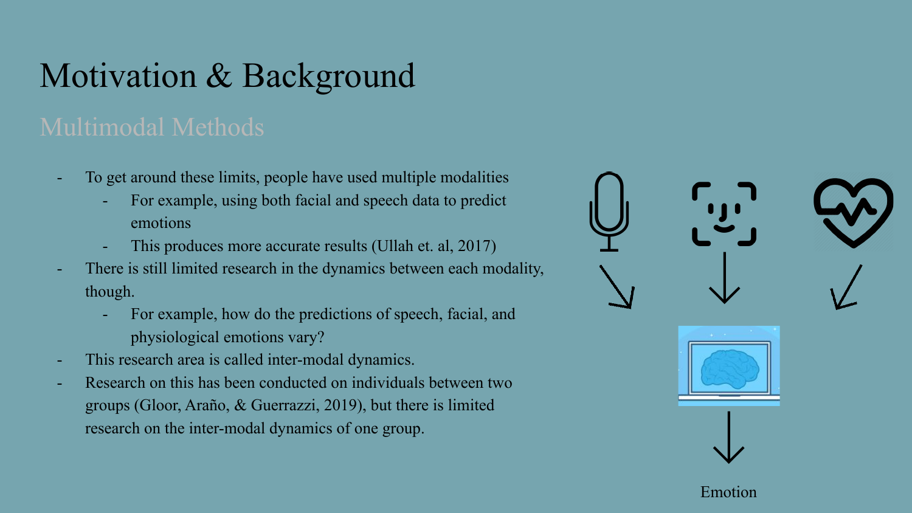# Motivation & Background

## Multimodal Methods

- To get around these limits, people have used multiple modalities
  - For example, using both facial and speech data to predict emotions
  - This produces more accurate results (Ullah et. al, 2017)
- There is still limited research in the dynamics between each modality, though.
  - For example, how do the predictions of speech, facial, and physiological emotions vary?
- This research area is called inter-modal dynamics.
- Research on this has been conducted on individuals between two groups (Gloor, Araño, & Guerrazzi, 2019), but there is limited research on the inter-modal dynamics of one group.

Emotion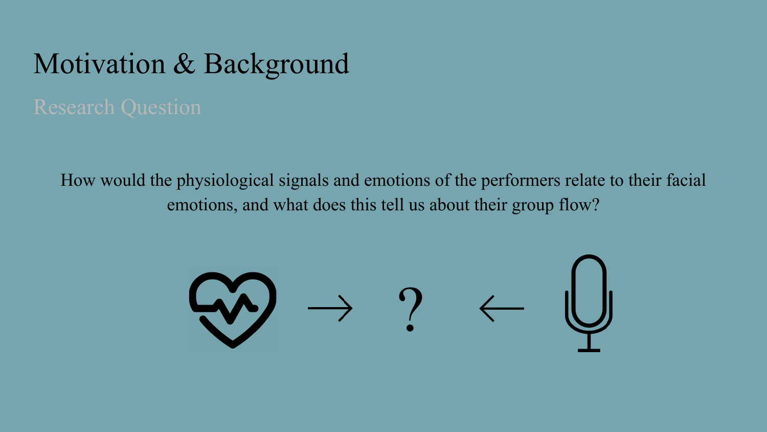# Motivation & Background

## Research Question

How would the physiological signals and emotions of the performers relate to their facial emotions, and what does this tell us about their group flow?

→ ? ←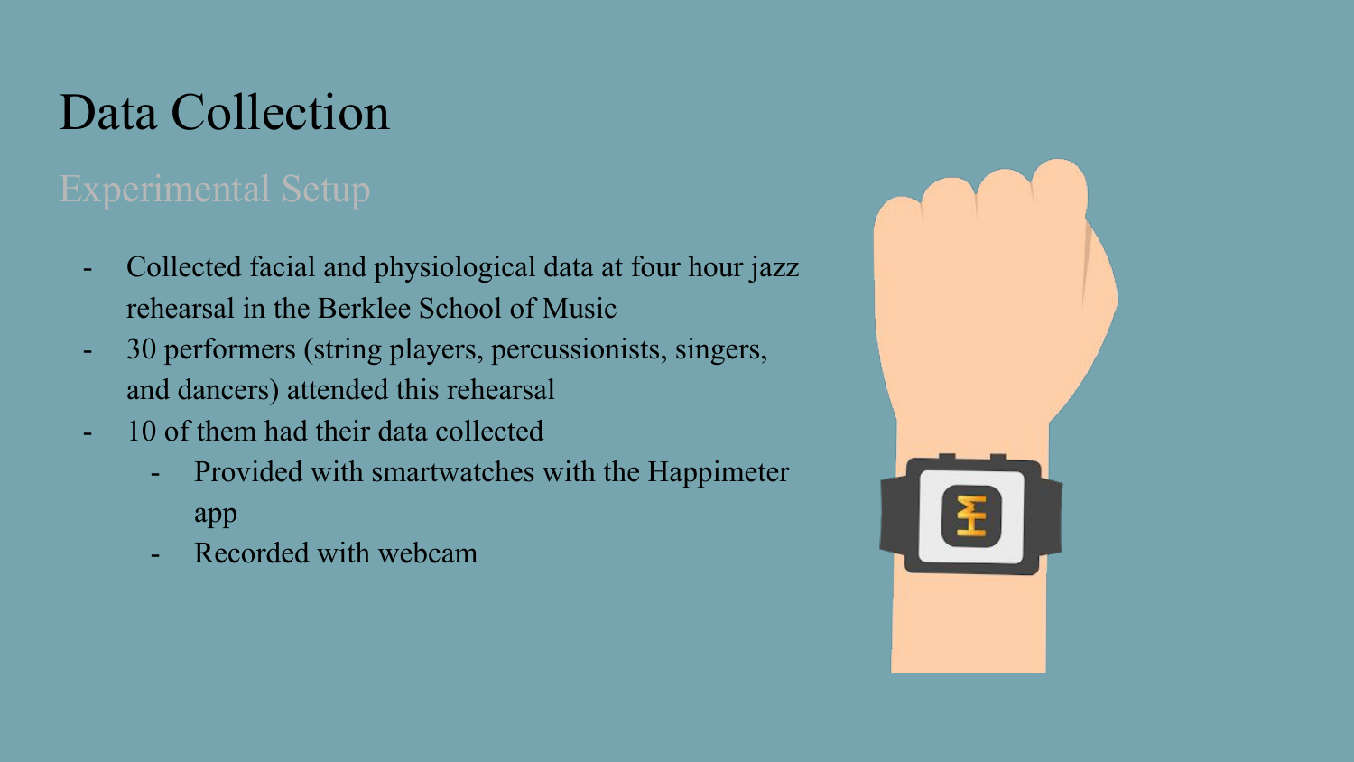# Data Collection

## Experimental Setup

- Collected facial and physiological data at four hour jazz rehearsal in the Berklee School of Music
- 30 performers (string players, percussionists, singers, and dancers) attended this rehearsal
- 10 of them had their data collected
  - Provided with smartwatches with the Happimeter app
  - Recorded with webcam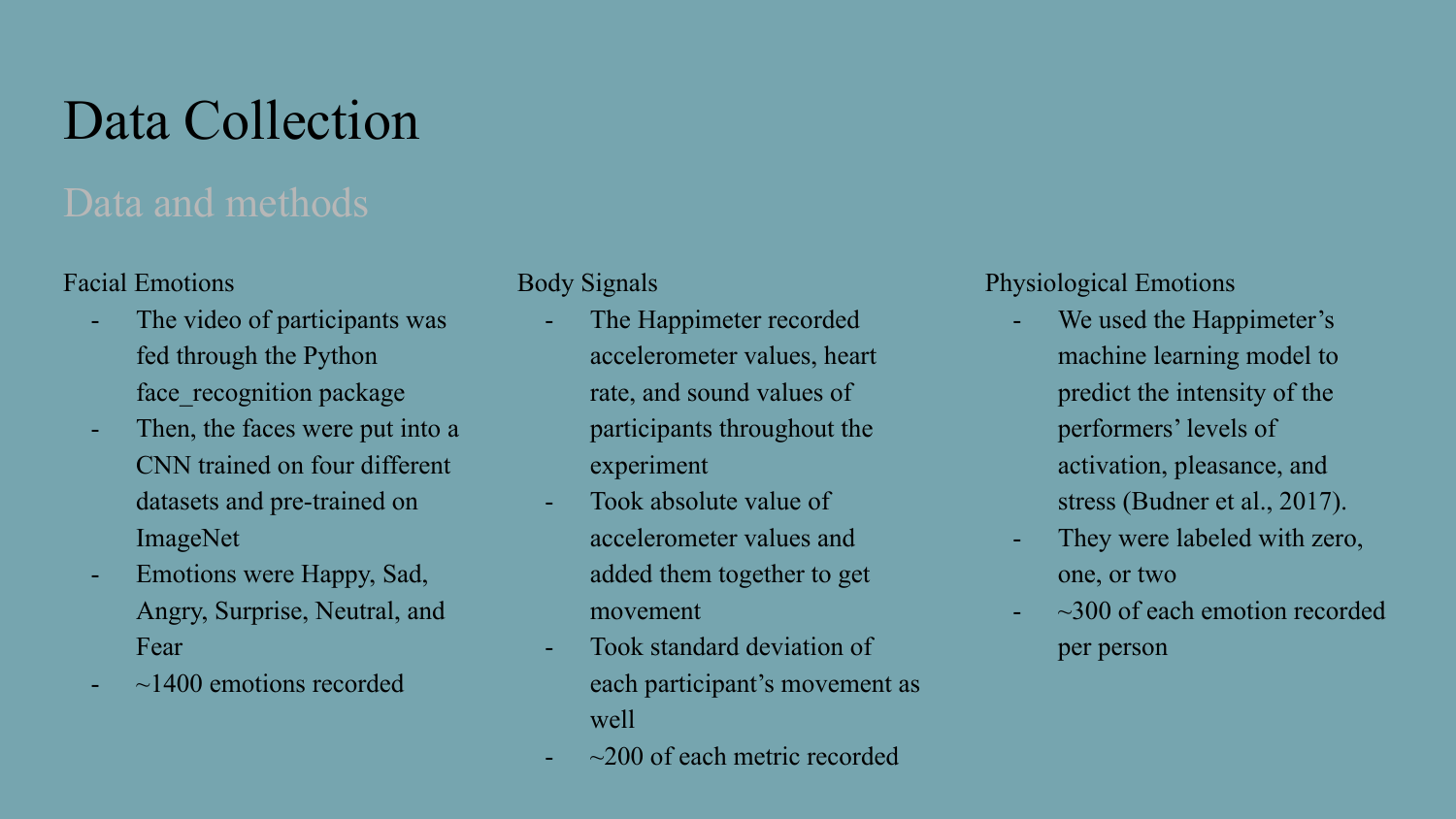# Data Collection

## Data and methods

### Facial Emotions

- The video of participants was fed through the Python face_recognition package
- Then, the faces were put into a CNN trained on four different datasets and pre-trained on ImageNet
- Emotions were Happy, Sad, Angry, Surprise, Neutral, and Fear
- ~1400 emotions recorded

### Body Signals

- The Happimeter recorded accelerometer values, heart rate, and sound values of participants throughout the experiment
- Took absolute value of accelerometer values and added them together to get movement
- Took standard deviation of each participant's movement as well
- ~200 of each metric recorded

### Physiological Emotions

- We used the Happimeter's machine learning model to predict the intensity of the performers' levels of activation, pleasance, and stress (Budner et al., 2017).
- They were labeled with zero, one, or two
- ~300 of each emotion recorded per person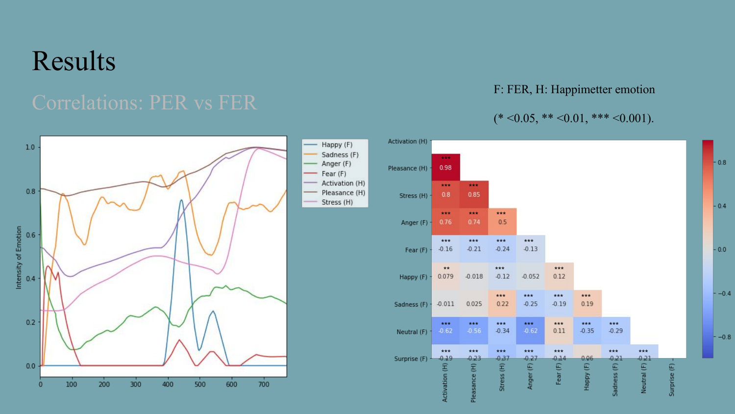# Results

## Correlations: PER vs FER

F: FER, H: Happimetter emotion

(* <0.05, ** <0.01, *** <0.001).

|  | Activation (H) | Pleasance (H) | Stress (H) | Anger (F) | Fear (F) | Happy (F) | Sadness (F) | Neutral (F) | Surprise (F) |
|---|---|---|---|---|---|---|---|---|---|
| Activation (H) | | | | | | | | | |
| Pleasance (H) | *** 0.98 | | | | | | | | |
| Stress (H) | *** 0.8 | *** 0.85 | | | | | | | |
| Anger (F) | *** 0.76 | *** 0.74 | *** 0.5 | | | | | | |
| Fear (F) | *** -0.16 | *** -0.21 | *** -0.24 | *** -0.13 | | | | | |
| Happy (F) | ** 0.079 | -0.018 | *** -0.12 | -0.052 | *** 0.12 | | | | |
| Sadness (F) | -0.011 | 0.025 | *** 0.22 | *** -0.25 | *** -0.19 | *** 0.19 | | | |
| Neutral (F) | *** -0.62 | *** -0.56 | *** -0.34 | *** -0.62 | *** 0.11 | *** -0.35 | *** -0.29 | | |
| Surprise (F) | *** -0.19 | *** -0.23 | *** -0.37 | *** -0.27 | *** -0.14 | 0.06 | *** -0.21 | *** -0.21 | |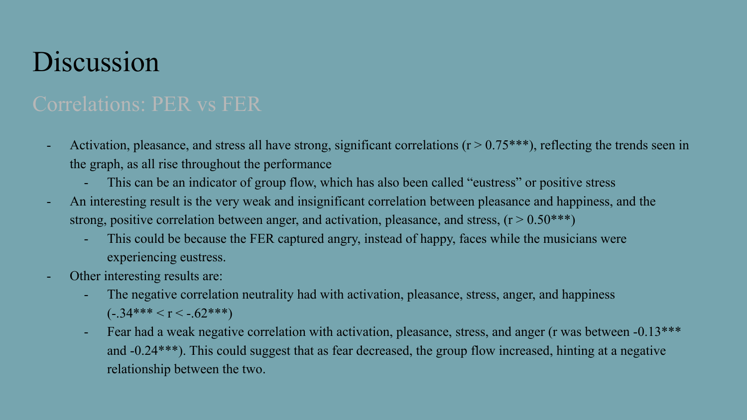# Discussion

## Correlations: PER vs FER

- Activation, pleasance, and stress all have strong, significant correlations ($r > 0.75$***), reflecting the trends seen in the graph, as all rise throughout the performance
    - This can be an indicator of group flow, which has also been called "eustress" or positive stress
- An interesting result is the very weak and insignificant correlation between pleasance and happiness, and the strong, positive correlation between anger, and activation, pleasance, and stress, ($r > 0.50$***)
    - This could be because the FER captured angry, instead of happy, faces while the musicians were experiencing eustress.
- Other interesting results are:
    - The negative correlation neutrality had with activation, pleasance, stress, anger, and happiness ($-.34$*** $< r <$ $-.62$***)
    - Fear had a weak negative correlation with activation, pleasance, stress, and anger (r was between $-0.13$*** and $-0.24$***). This could suggest that as fear decreased, the group flow increased, hinting at a negative relationship between the two.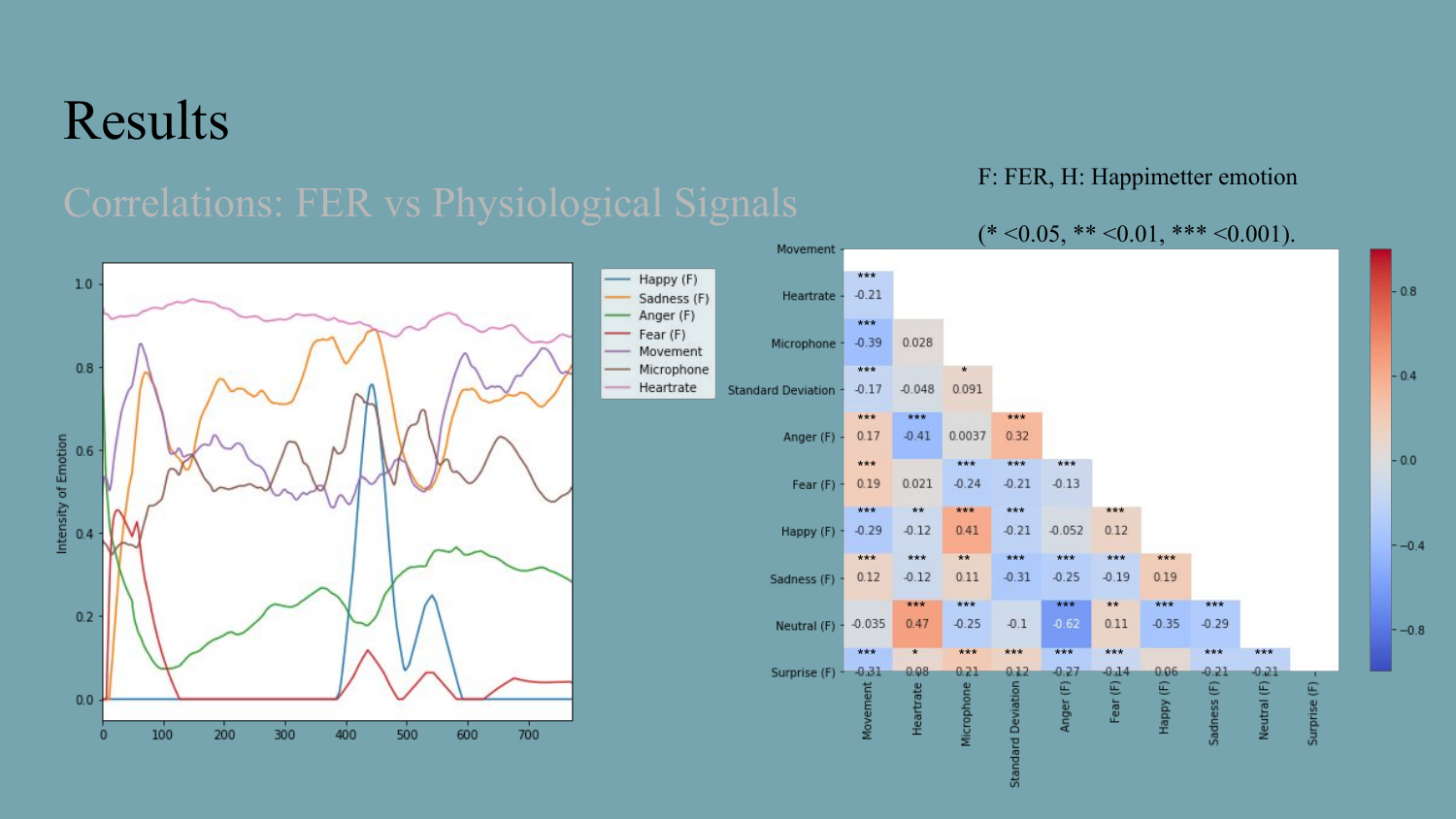# Results

## Correlations: FER vs Physiological Signals

F: FER, H: Happimetter emotion

(* <0.05, ** <0.01, *** <0.001).

| | Movement | Heartrate | Microphone | Standard Deviation | Anger (F) | Fear (F) | Happy (F) | Sadness (F) | Neutral (F) | Surprise (F) |
|---|---|---|---|---|---|---|---|---|---|---|
| Movement | | | | | | | | | | |
| Heartrate | -0.21*** | | | | | | | | | |
| Microphone | -0.39*** | 0.028 | | | | | | | | |
| Standard Deviation | -0.17*** | -0.048 | 0.091* | | | | | | | |
| Anger (F) | 0.17*** | -0.41*** | 0.0037 | 0.32*** | | | | | | |
| Fear (F) | 0.19*** | 0.021 | -0.24*** | -0.21*** | -0.13*** | | | | | |
| Happy (F) | -0.29*** | -0.12** | 0.41*** | -0.21*** | -0.052 | 0.12*** | | | | |
| Sadness (F) | 0.12*** | -0.12*** | 0.11** | -0.31*** | -0.25*** | -0.19*** | 0.19*** | | | |
| Neutral (F) | -0.035 | 0.47*** | -0.25*** | -0.1 | -0.62*** | 0.11** | -0.35*** | -0.29*** | | |
| Surprise (F) | -0.31*** | 0.08* | 0.21*** | 0.12*** | -0.27*** | -0.14*** | 0.06 | -0.21*** | -0.21*** | |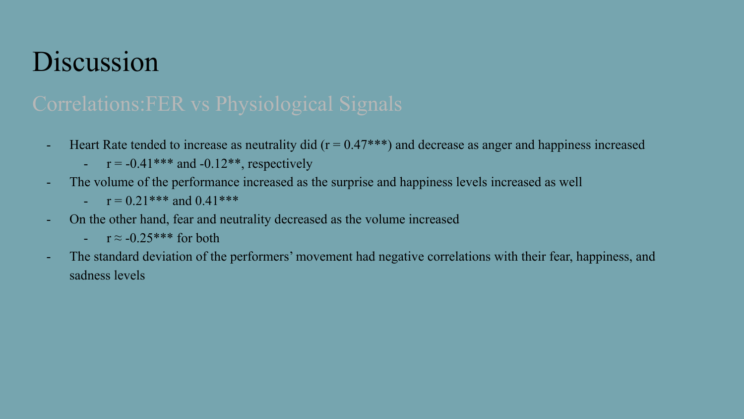# Discussion

## Correlations:FER vs Physiological Signals

- Heart Rate tended to increase as neutrality did ($r = 0.47$***) and decrease as anger and happiness increased
  - $r = -0.41$*** and $-0.12$**, respectively
- The volume of the performance increased as the surprise and happiness levels increased as well
  - $r = 0.21$*** and $0.41$***
- On the other hand, fear and neutrality decreased as the volume increased
  - $r \approx -0.25$*** for both
- The standard deviation of the performers' movement had negative correlations with their fear, happiness, and sadness levels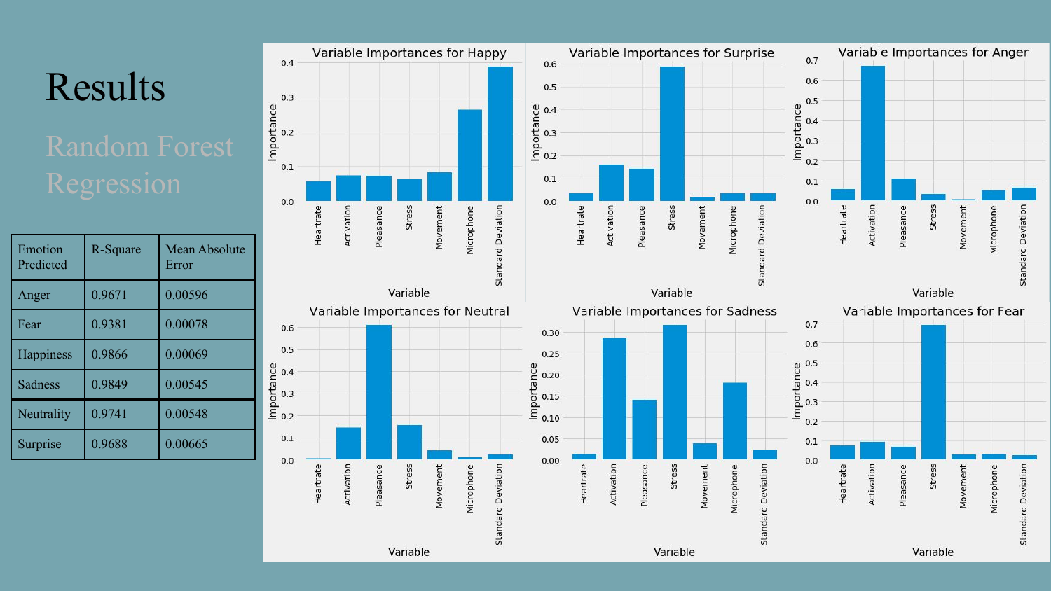# Results

## Random Forest Regression

| Emotion Predicted | R-Square | Mean Absolute Error |
|---|---|---|
| Anger | 0.9671 | 0.00596 |
| Fear | 0.9381 | 0.00078 |
| Happiness | 0.9866 | 0.00069 |
| Sadness | 0.9849 | 0.00545 |
| Neutrality | 0.9741 | 0.00548 |
| Surprise | 0.9688 | 0.00665 |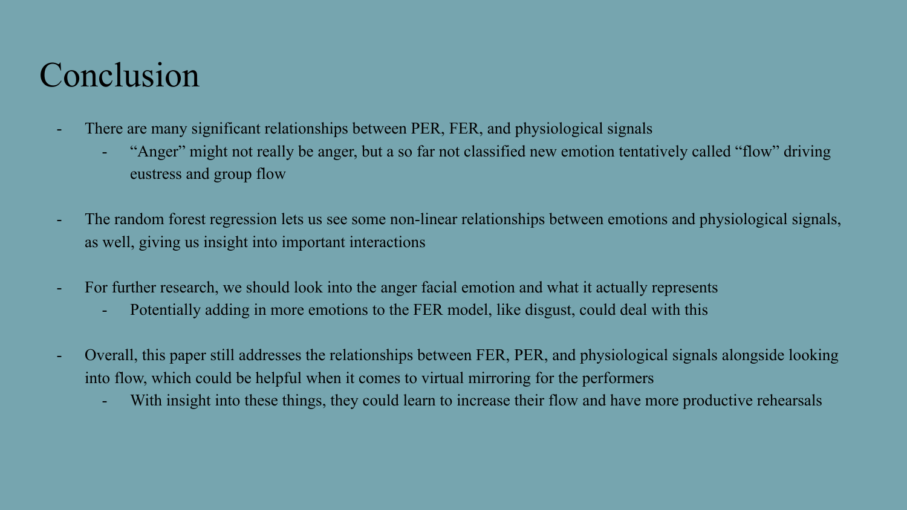# Conclusion

- There are many significant relationships between PER, FER, and physiological signals
  - "Anger" might not really be anger, but a so far not classified new emotion tentatively called "flow" driving eustress and group flow
- The random forest regression lets us see some non-linear relationships between emotions and physiological signals, as well, giving us insight into important interactions
- For further research, we should look into the anger facial emotion and what it actually represents
  - Potentially adding in more emotions to the FER model, like disgust, could deal with this
- Overall, this paper still addresses the relationships between FER, PER, and physiological signals alongside looking into flow, which could be helpful when it comes to virtual mirroring for the performers
  - With insight into these things, they could learn to increase their flow and have more productive rehearsals